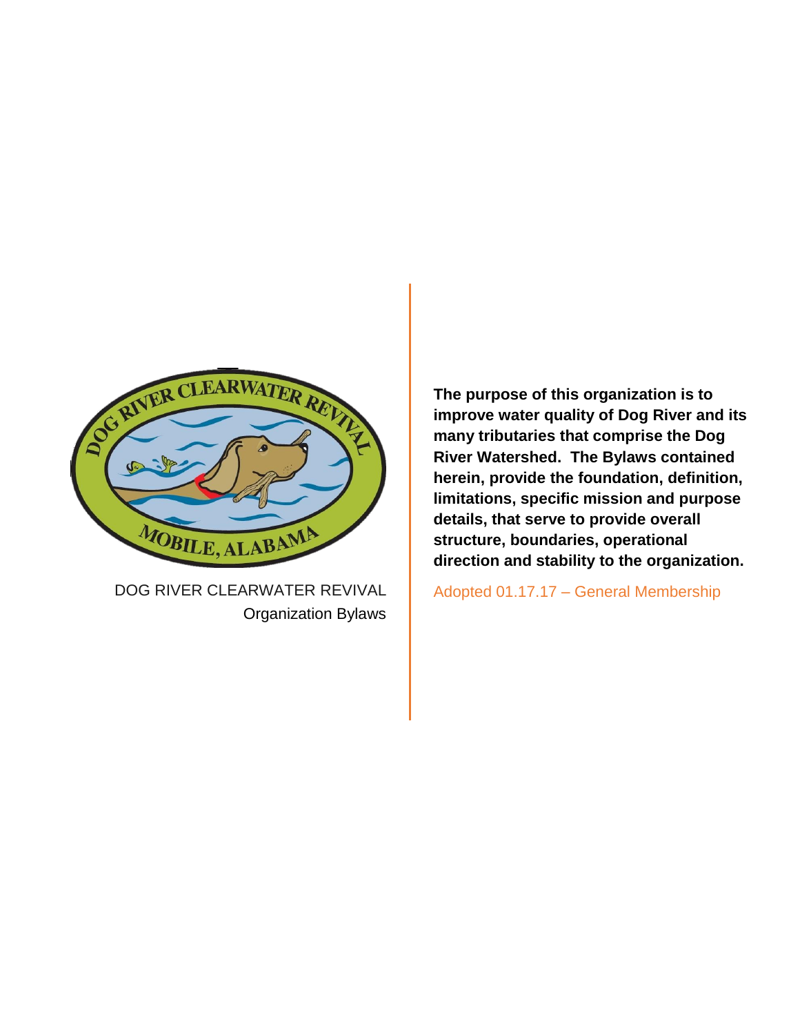DOG RIVER CLEARWATER REVIVAL
Organization Bylaws

**The purpose of this organization is to improve water quality of Dog River and its many tributaries that comprise the Dog River Watershed. The Bylaws contained herein, provide the foundation, definition, limitations, specific mission and purpose details, that serve to provide overall structure, boundaries, operational direction and stability to the organization.**

Adopted 01.17.17 – General Membership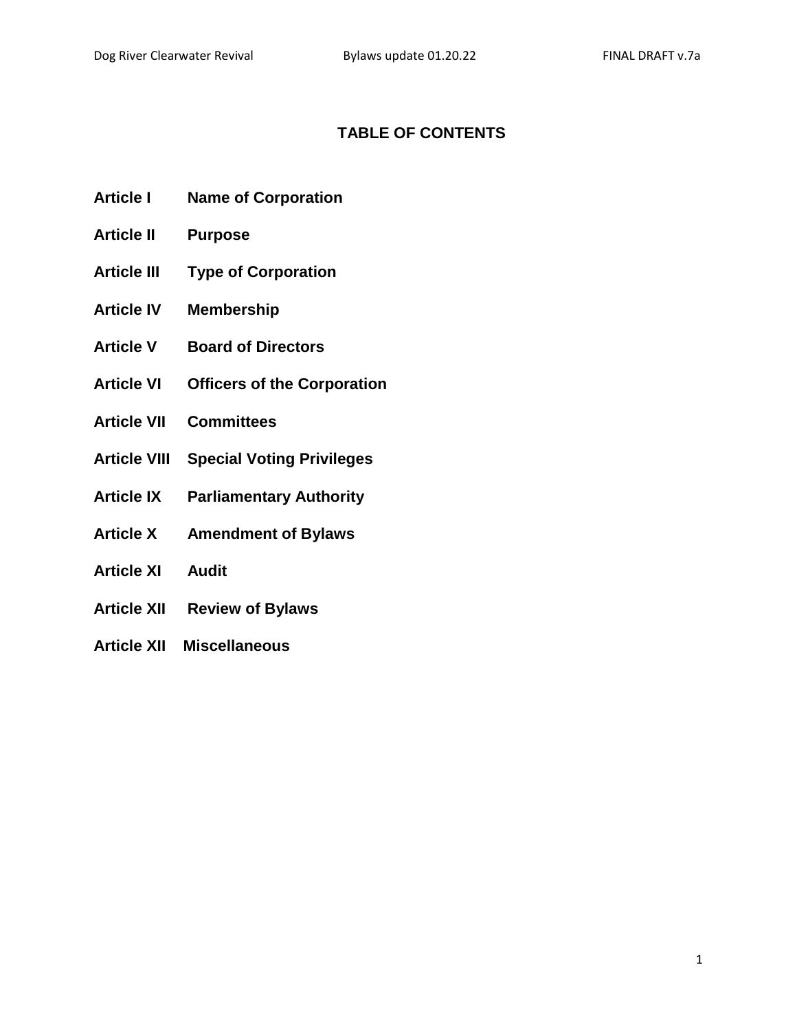# TABLE OF CONTENTS

| | |
|---|---|
| **Article I** | **Name of Corporation** |
| **Article II** | **Purpose** |
| **Article III** | **Type of Corporation** |
| **Article IV** | **Membership** |
| **Article V** | **Board of Directors** |
| **Article VI** | **Officers of the Corporation** |
| **Article VII** | **Committees** |
| **Article VIII** | **Special Voting Privileges** |
| **Article IX** | **Parliamentary Authority** |
| **Article X** | **Amendment of Bylaws** |
| **Article XI** | **Audit** |
| **Article XII** | **Review of Bylaws** |
| **Article XII** | **Miscellaneous** |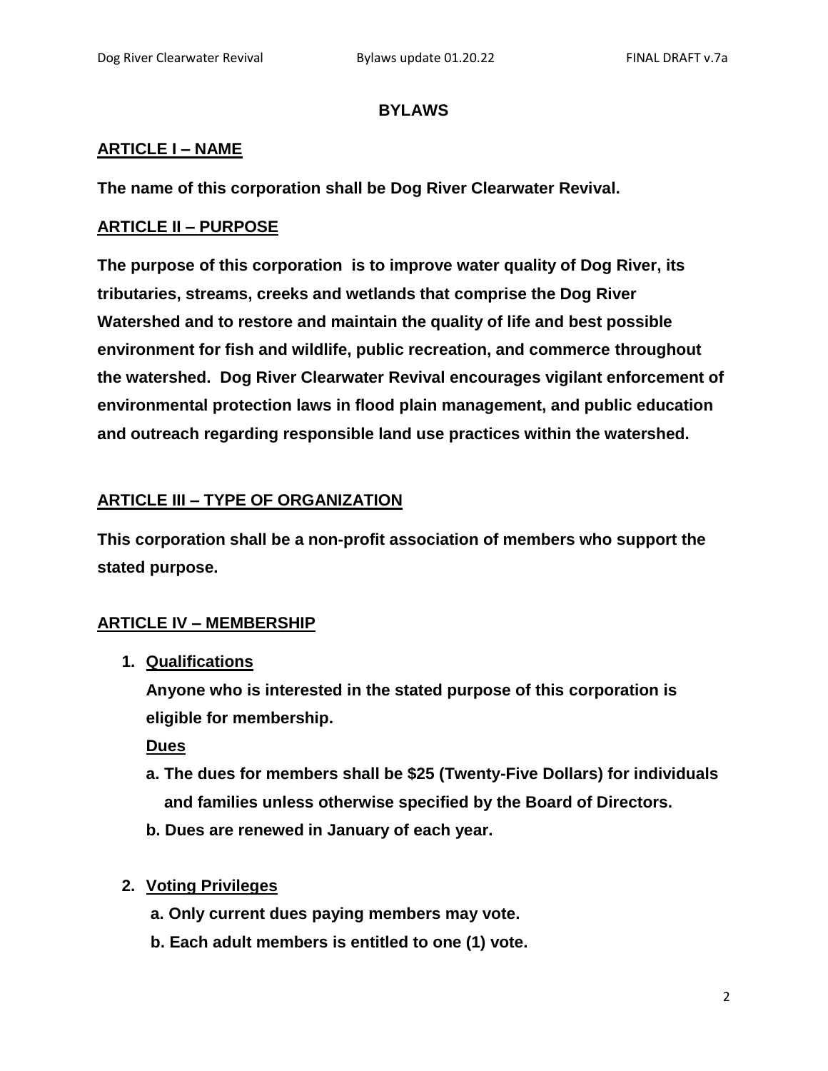# BYLAWS

## ARTICLE I – NAME

**The name of this corporation shall be Dog River Clearwater Revival.**

## ARTICLE II – PURPOSE

**The purpose of this corporation is to improve water quality of Dog River, its tributaries, streams, creeks and wetlands that comprise the Dog River Watershed and to restore and maintain the quality of life and best possible environment for fish and wildlife, public recreation, and commerce throughout the watershed. Dog River Clearwater Revival encourages vigilant enforcement of environmental protection laws in flood plain management, and public education and outreach regarding responsible land use practices within the watershed.**

## ARTICLE III – TYPE OF ORGANIZATION

**This corporation shall be a non-profit association of members who support the stated purpose.**

## ARTICLE IV – MEMBERSHIP

1. **Qualifications**

   **Anyone who is interested in the stated purpose of this corporation is eligible for membership.**

   **Dues**

   **a. The dues for members shall be $25 (Twenty-Five Dollars) for individuals and families unless otherwise specified by the Board of Directors.**

   **b. Dues are renewed in January of each year.**

2. **Voting Privileges**

   **a. Only current dues paying members may vote.**

   **b. Each adult members is entitled to one (1) vote.**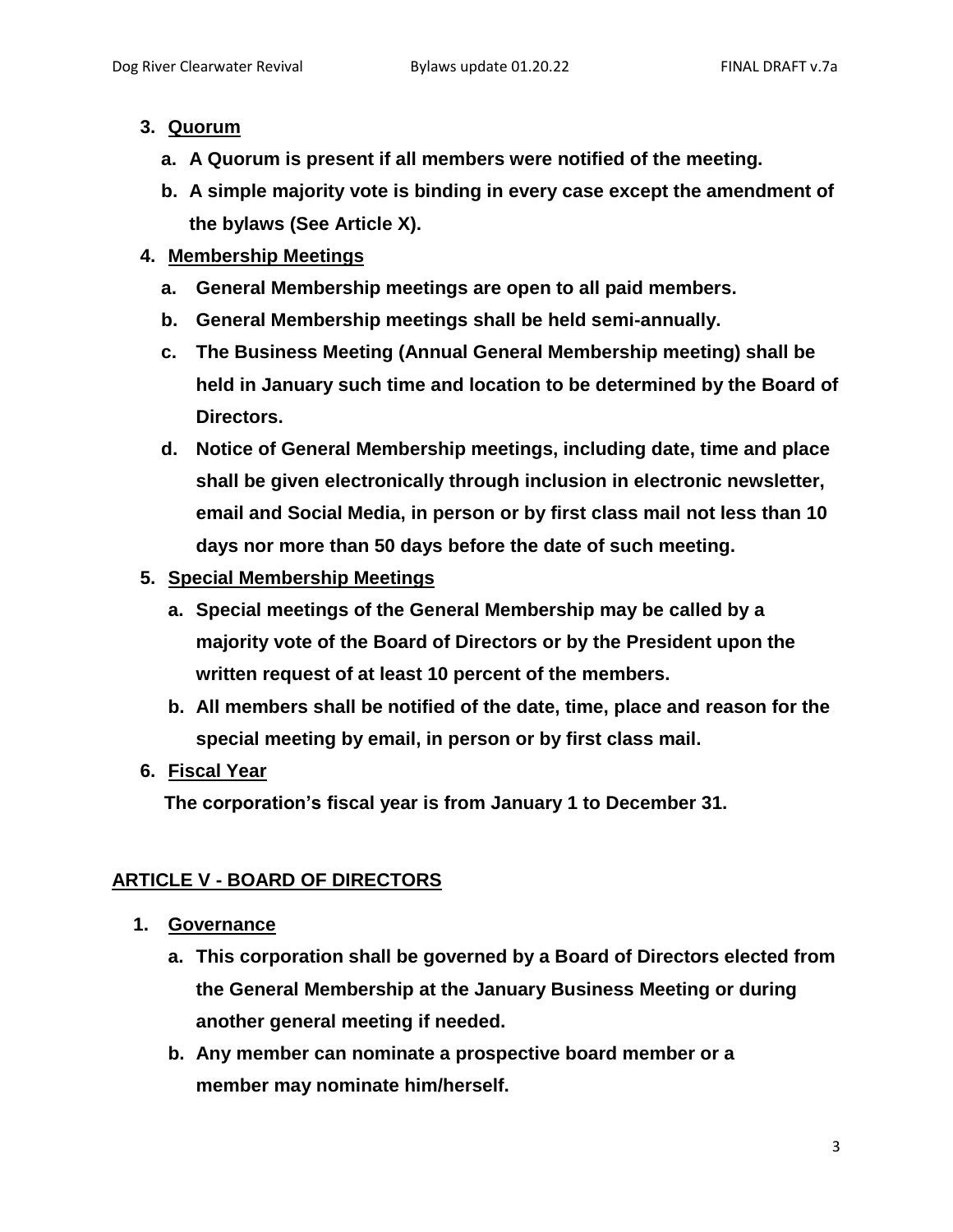3. **Quorum**
    a. **A Quorum is present if all members were notified of the meeting.**
    b. **A simple majority vote is binding in every case except the amendment of the bylaws (See Article X).**
4. **Membership Meetings**
    a. **General Membership meetings are open to all paid members.**
    b. **General Membership meetings shall be held semi-annually.**
    c. **The Business Meeting (Annual General Membership meeting) shall be held in January such time and location to be determined by the Board of Directors.**
    d. **Notice of General Membership meetings, including date, time and place shall be given electronically through inclusion in electronic newsletter, email and Social Media, in person or by first class mail not less than 10 days nor more than 50 days before the date of such meeting.**
5. **Special Membership Meetings**
    a. **Special meetings of the General Membership may be called by a majority vote of the Board of Directors or by the President upon the written request of at least 10 percent of the members.**
    b. **All members shall be notified of the date, time, place and reason for the special meeting by email, in person or by first class mail.**
6. **Fiscal Year**

    **The corporation's fiscal year is from January 1 to December 31.**

## ARTICLE V - BOARD OF DIRECTORS

1. **Governance**
    a. **This corporation shall be governed by a Board of Directors elected from the General Membership at the January Business Meeting or during another general meeting if needed.**
    b. **Any member can nominate a prospective board member or a member may nominate him/herself.**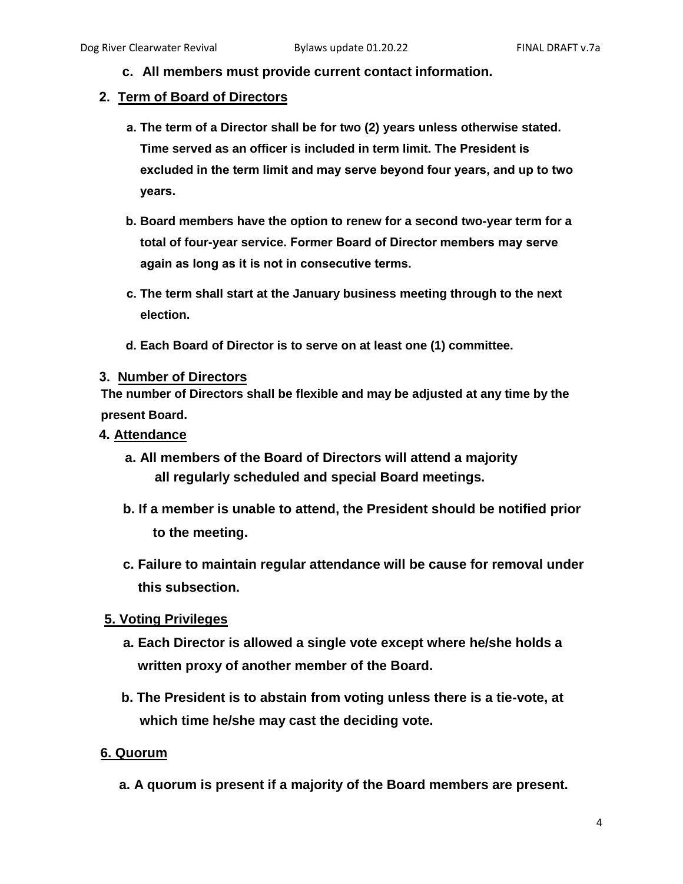c. **All members must provide current contact information.**

**2. <u>Term of Board of Directors</u>**

a. **The term of a Director shall be for two (2) years unless otherwise stated. Time served as an officer is included in term limit. The President is excluded in the term limit and may serve beyond four years, and up to two years.**

b. **Board members have the option to renew for a second two-year term for a total of four-year service. Former Board of Director members may serve again as long as it is not in consecutive terms.**

c. **The term shall start at the January business meeting through to the next election.**

d. **Each Board of Director is to serve on at least one (1) committee.**

**3. <u>Number of Directors</u>**

**The number of Directors shall be flexible and may be adjusted at any time by the present Board.**

**4. <u>Attendance</u>**

a. **All members of the Board of Directors will attend a majority all regularly scheduled and special Board meetings.**

b. **If a member is unable to attend, the President should be notified prior to the meeting.**

c. **Failure to maintain regular attendance will be cause for removal under this subsection.**

**5. <u>Voting Privileges</u>**

a. **Each Director is allowed a single vote except where he/she holds a written proxy of another member of the Board.**

b. **The President is to abstain from voting unless there is a tie-vote, at which time he/she may cast the deciding vote.**

**6. <u>Quorum</u>**

a. **A quorum is present if a majority of the Board members are present.**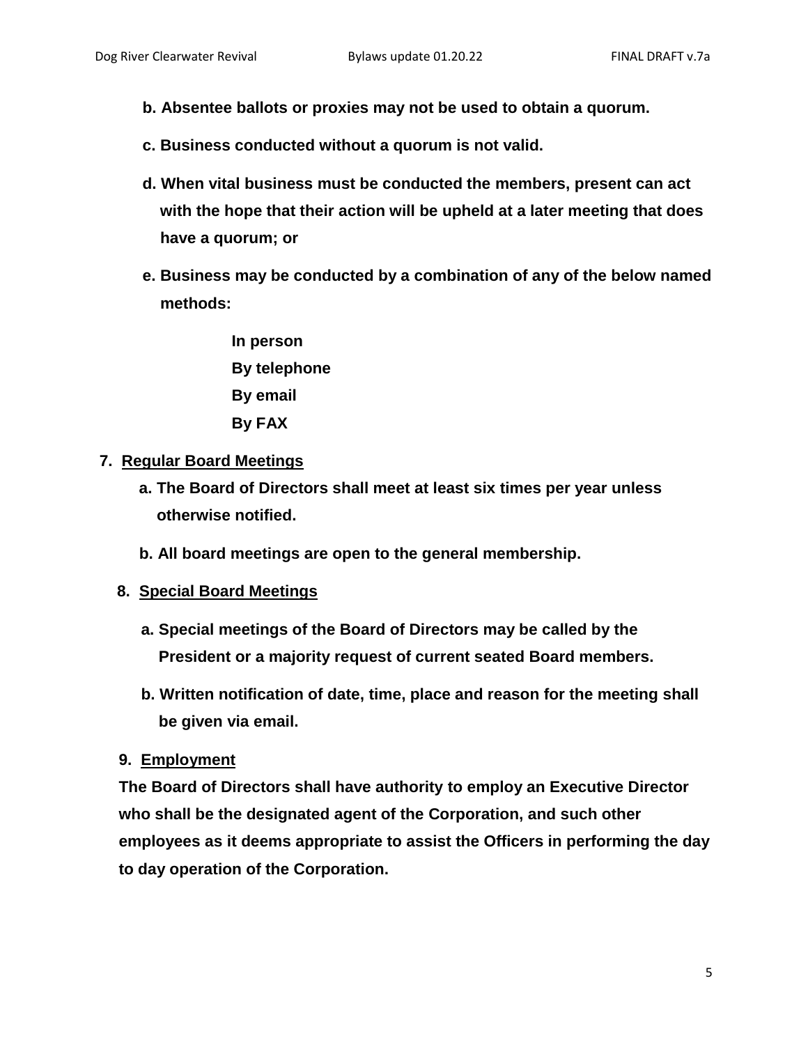**b. Absentee ballots or proxies may not be used to obtain a quorum.**

**c. Business conducted without a quorum is not valid.**

**d. When vital business must be conducted the members, present can act with the hope that their action will be upheld at a later meeting that does have a quorum; or**

**e. Business may be conducted by a combination of any of the below named methods:**

**In person**
**By telephone**
**By email**
**By FAX**

**7. Regular Board Meetings**

**a. The Board of Directors shall meet at least six times per year unless otherwise notified.**

**b. All board meetings are open to the general membership.**

**8. Special Board Meetings**

**a. Special meetings of the Board of Directors may be called by the President or a majority request of current seated Board members.**

**b. Written notification of date, time, place and reason for the meeting shall be given via email.**

**9. Employment**

**The Board of Directors shall have authority to employ an Executive Director who shall be the designated agent of the Corporation, and such other employees as it deems appropriate to assist the Officers in performing the day to day operation of the Corporation.**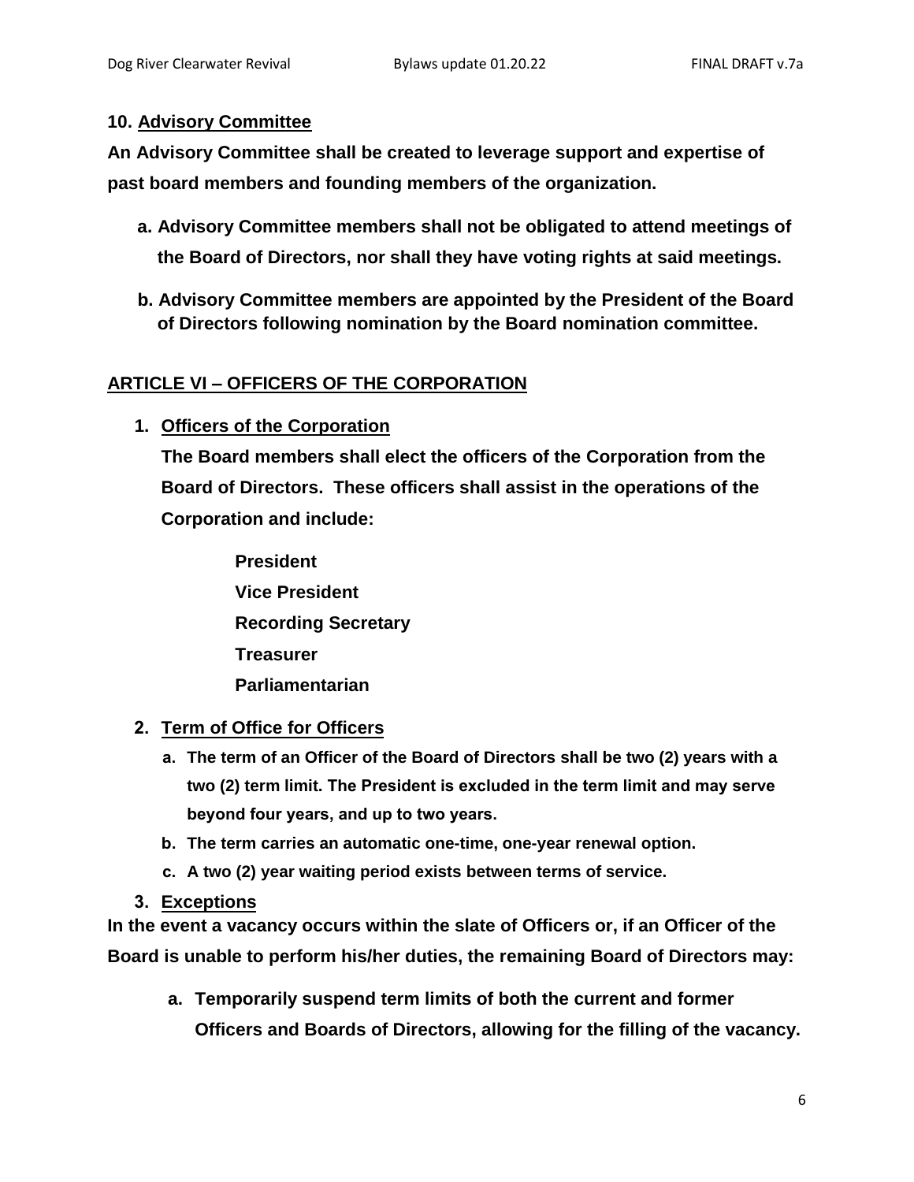**10. Advisory Committee**

**An Advisory Committee shall be created to leverage support and expertise of past board members and founding members of the organization.**

**a. Advisory Committee members shall not be obligated to attend meetings of the Board of Directors, nor shall they have voting rights at said meetings.**

**b. Advisory Committee members are appointed by the President of the Board of Directors following nomination by the Board nomination committee.**

## ARTICLE VI – OFFICERS OF THE CORPORATION

**1. Officers of the Corporation**

**The Board members shall elect the officers of the Corporation from the Board of Directors. These officers shall assist in the operations of the Corporation and include:**

**President**
**Vice President**
**Recording Secretary**
**Treasurer**
**Parliamentarian**

**2. Term of Office for Officers**

**a. The term of an Officer of the Board of Directors shall be two (2) years with a two (2) term limit. The President is excluded in the term limit and may serve beyond four years, and up to two years.**

**b. The term carries an automatic one-time, one-year renewal option.**

**c. A two (2) year waiting period exists between terms of service.**

**3. Exceptions**

**In the event a vacancy occurs within the slate of Officers or, if an Officer of the Board is unable to perform his/her duties, the remaining Board of Directors may:**

**a. Temporarily suspend term limits of both the current and former Officers and Boards of Directors, allowing for the filling of the vacancy.**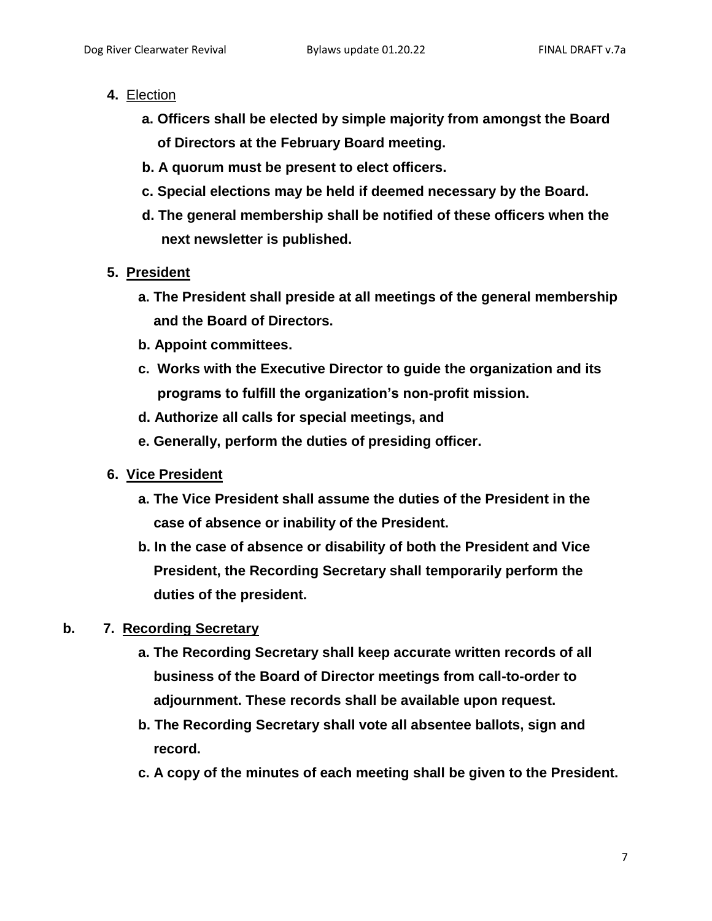4. Election

   **a. Officers shall be elected by simple majority from amongst the Board of Directors at the February Board meeting.**

   **b. A quorum must be present to elect officers.**

   **c. Special elections may be held if deemed necessary by the Board.**

   **d. The general membership shall be notified of these officers when the next newsletter is published.**

5. **President**

   **a. The President shall preside at all meetings of the general membership and the Board of Directors.**

   **b. Appoint committees.**

   **c. Works with the Executive Director to guide the organization and its programs to fulfill the organization's non-profit mission.**

   **d. Authorize all calls for special meetings, and**

   **e. Generally, perform the duties of presiding officer.**

6. **Vice President**

   **a. The Vice President shall assume the duties of the President in the case of absence or inability of the President.**

   **b. In the case of absence or disability of both the President and Vice President, the Recording Secretary shall temporarily perform the duties of the president.**

**b.** 7. **Recording Secretary**

   **a. The Recording Secretary shall keep accurate written records of all business of the Board of Director meetings from call-to-order to adjournment. These records shall be available upon request.**

   **b. The Recording Secretary shall vote all absentee ballots, sign and record.**

   **c. A copy of the minutes of each meeting shall be given to the President.**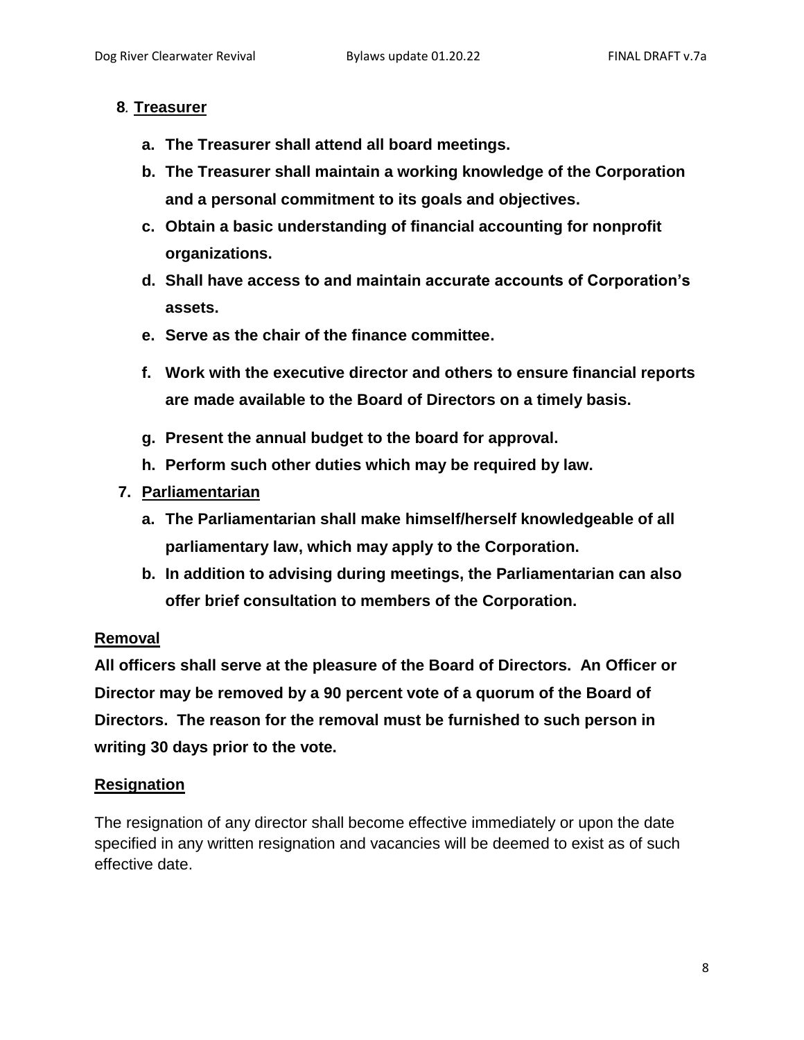**8**. **Treasurer**

- **a. The Treasurer shall attend all board meetings.**
- **b. The Treasurer shall maintain a working knowledge of the Corporation and a personal commitment to its goals and objectives.**
- **c. Obtain a basic understanding of financial accounting for nonprofit organizations.**
- **d. Shall have access to and maintain accurate accounts of Corporation's assets.**
- **e. Serve as the chair of the finance committee.**
- **f. Work with the executive director and others to ensure financial reports are made available to the Board of Directors on a timely basis.**
- **g. Present the annual budget to the board for approval.**
- **h. Perform such other duties which may be required by law.**

**7. Parliamentarian**

- **a. The Parliamentarian shall make himself/herself knowledgeable of all parliamentary law, which may apply to the Corporation.**
- **b. In addition to advising during meetings, the Parliamentarian can also offer brief consultation to members of the Corporation.**

**Removal**

**All officers shall serve at the pleasure of the Board of Directors. An Officer or Director may be removed by a 90 percent vote of a quorum of the Board of Directors. The reason for the removal must be furnished to such person in writing 30 days prior to the vote.**

**Resignation**

The resignation of any director shall become effective immediately or upon the date specified in any written resignation and vacancies will be deemed to exist as of such effective date.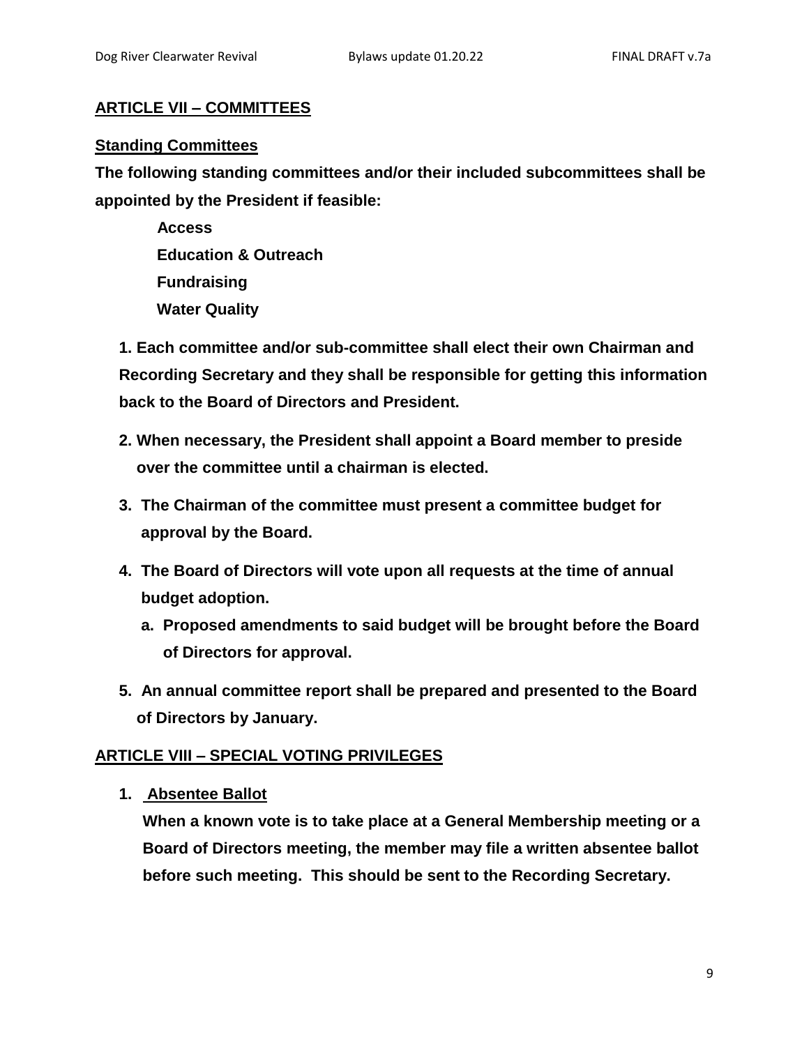## ARTICLE VII – COMMITTEES

### Standing Committees

**The following standing committees and/or their included subcommittees shall be appointed by the President if feasible:**

**Access**
**Education & Outreach**
**Fundraising**
**Water Quality**

1. **Each committee and/or sub-committee shall elect their own Chairman and Recording Secretary and they shall be responsible for getting this information back to the Board of Directors and President.**

2. **When necessary, the President shall appoint a Board member to preside over the committee until a chairman is elected.**

3. **The Chairman of the committee must present a committee budget for approval by the Board.**

4. **The Board of Directors will vote upon all requests at the time of annual budget adoption.**
   a. **Proposed amendments to said budget will be brought before the Board of Directors for approval.**

5. **An annual committee report shall be prepared and presented to the Board of Directors by January.**

## ARTICLE VIII – SPECIAL VOTING PRIVILEGES

1. **Absentee Ballot**

   **When a known vote is to take place at a General Membership meeting or a Board of Directors meeting, the member may file a written absentee ballot before such meeting. This should be sent to the Recording Secretary.**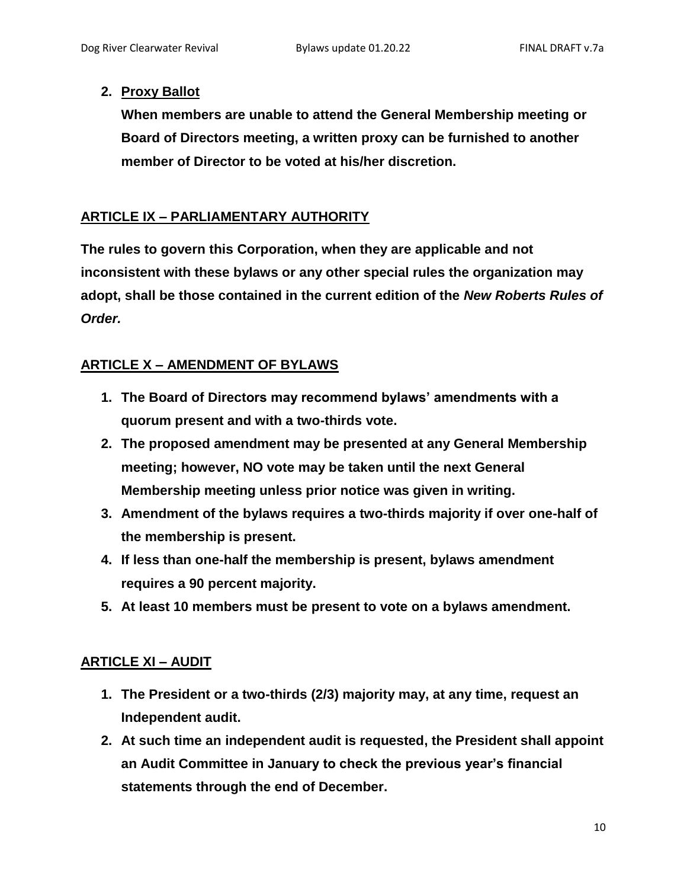2. **Proxy Ballot**

   **When members are unable to attend the General Membership meeting or Board of Directors meeting, a written proxy can be furnished to another member of Director to be voted at his/her discretion.**

## ARTICLE IX – PARLIAMENTARY AUTHORITY

**The rules to govern this Corporation, when they are applicable and not inconsistent with these bylaws or any other special rules the organization may adopt, shall be those contained in the current edition of the *New Roberts Rules of Order.***

## ARTICLE X – AMENDMENT OF BYLAWS

1. **The Board of Directors may recommend bylaws' amendments with a quorum present and with a two-thirds vote.**
2. **The proposed amendment may be presented at any General Membership meeting; however, NO vote may be taken until the next General Membership meeting unless prior notice was given in writing.**
3. **Amendment of the bylaws requires a two-thirds majority if over one-half of the membership is present.**
4. **If less than one-half the membership is present, bylaws amendment requires a 90 percent majority.**
5. **At least 10 members must be present to vote on a bylaws amendment.**

## ARTICLE XI – AUDIT

1. **The President or a two-thirds (2/3) majority may, at any time, request an Independent audit.**
2. **At such time an independent audit is requested, the President shall appoint an Audit Committee in January to check the previous year's financial statements through the end of December.**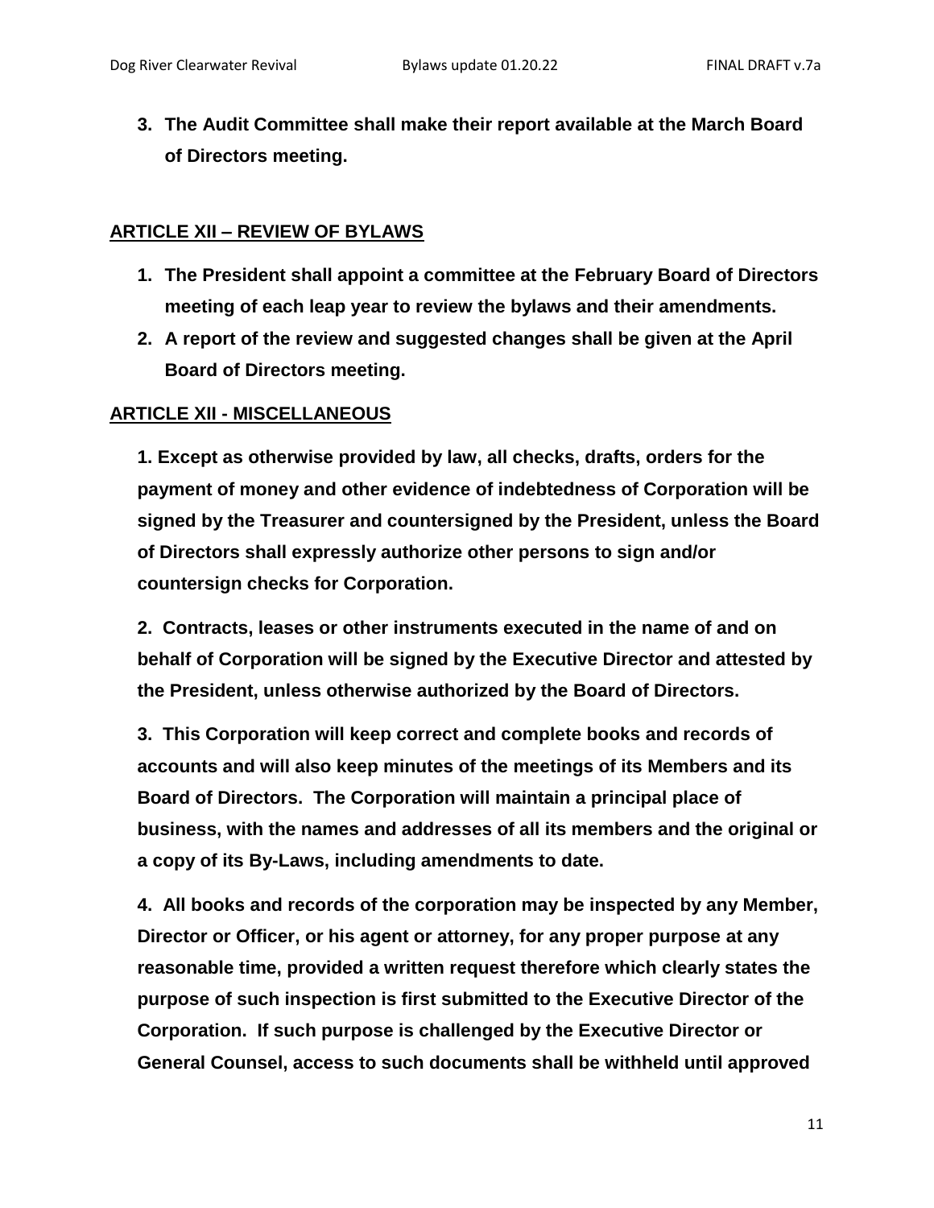3. **The Audit Committee shall make their report available at the March Board of Directors meeting.**

## ARTICLE XII – REVIEW OF BYLAWS

1. **The President shall appoint a committee at the February Board of Directors meeting of each leap year to review the bylaws and their amendments.**
2. **A report of the review and suggested changes shall be given at the April Board of Directors meeting.**

## ARTICLE XII - MISCELLANEOUS

**1. Except as otherwise provided by law, all checks, drafts, orders for the payment of money and other evidence of indebtedness of Corporation will be signed by the Treasurer and countersigned by the President, unless the Board of Directors shall expressly authorize other persons to sign and/or countersign checks for Corporation.**

**2. Contracts, leases or other instruments executed in the name of and on behalf of Corporation will be signed by the Executive Director and attested by the President, unless otherwise authorized by the Board of Directors.**

**3. This Corporation will keep correct and complete books and records of accounts and will also keep minutes of the meetings of its Members and its Board of Directors. The Corporation will maintain a principal place of business, with the names and addresses of all its members and the original or a copy of its By-Laws, including amendments to date.**

**4. All books and records of the corporation may be inspected by any Member, Director or Officer, or his agent or attorney, for any proper purpose at any reasonable time, provided a written request therefore which clearly states the purpose of such inspection is first submitted to the Executive Director of the Corporation. If such purpose is challenged by the Executive Director or General Counsel, access to such documents shall be withheld until approved**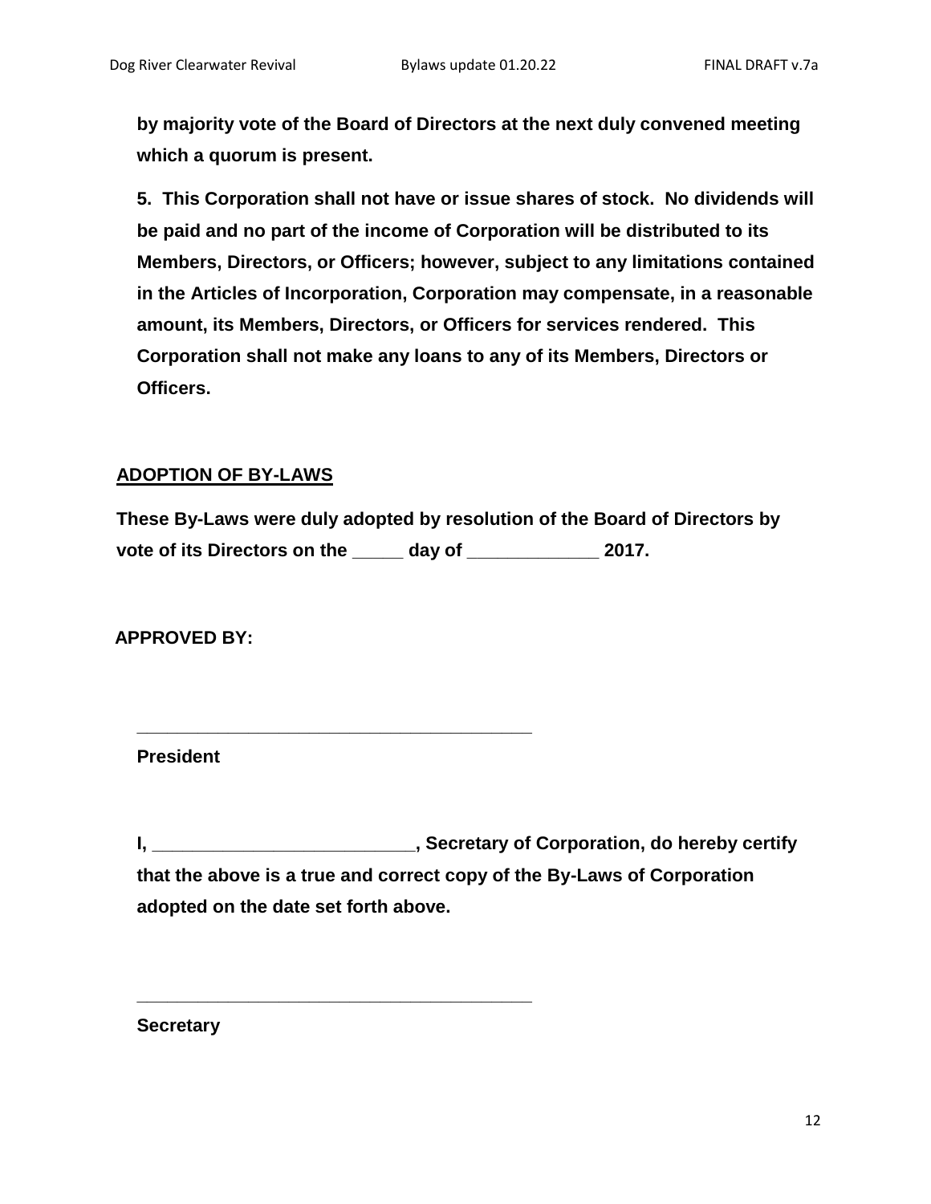**by majority vote of the Board of Directors at the next duly convened meeting which a quorum is present.**

**5. This Corporation shall not have or issue shares of stock. No dividends will be paid and no part of the income of Corporation will be distributed to its Members, Directors, or Officers; however, subject to any limitations contained in the Articles of Incorporation, Corporation may compensate, in a reasonable amount, its Members, Directors, or Officers for services rendered. This Corporation shall not make any loans to any of its Members, Directors or Officers.**

**ADOPTION OF BY-LAWS**

**These By-Laws were duly adopted by resolution of the Board of Directors by vote of its Directors on the _____ day of _____________ 2017.**

**APPROVED BY:**

_________________________________________

**President**

**I, __________________________, Secretary of Corporation, do hereby certify that the above is a true and correct copy of the By-Laws of Corporation adopted on the date set forth above.**

_________________________________________

**Secretary**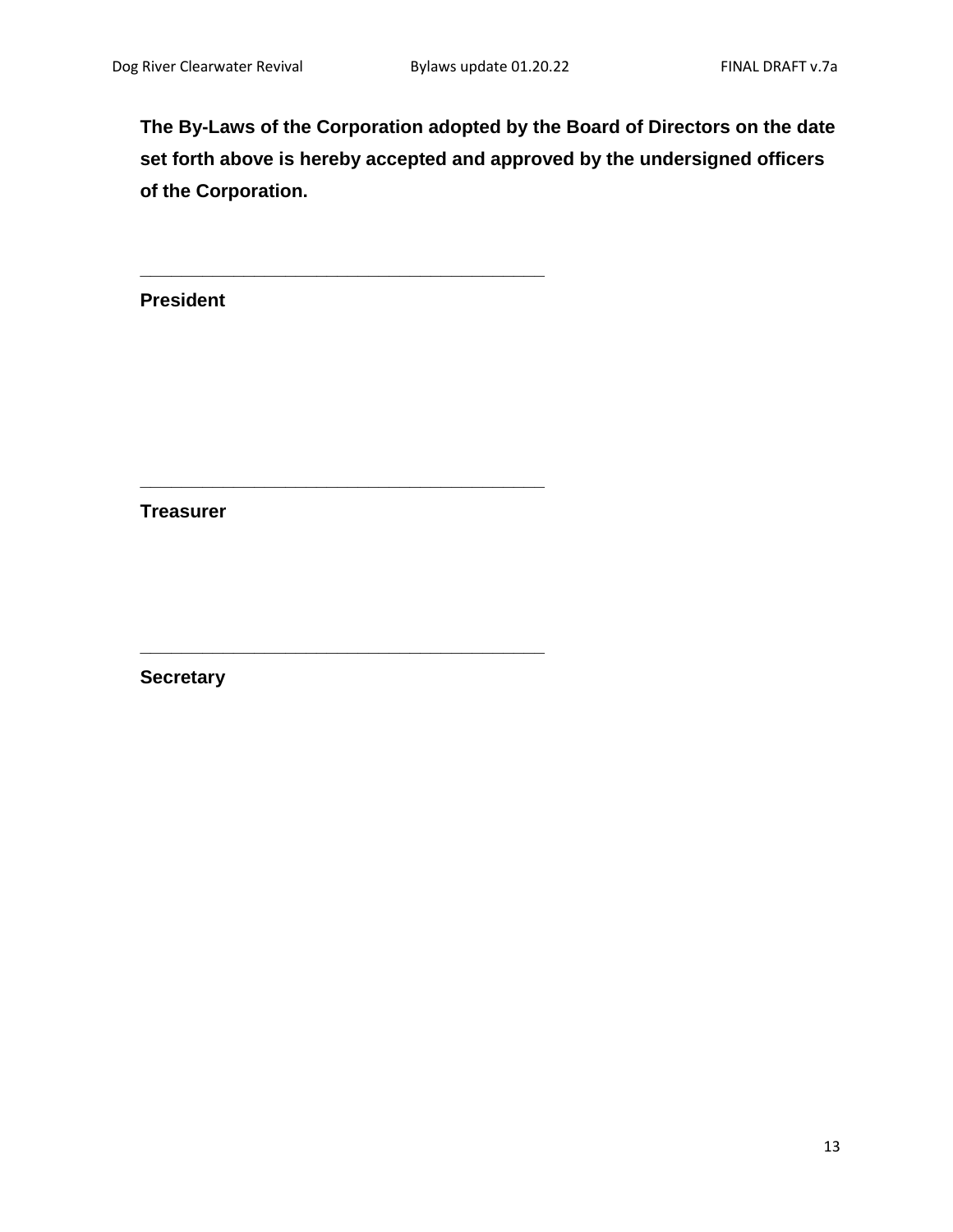**The By-Laws of the Corporation adopted by the Board of Directors on the date set forth above is hereby accepted and approved by the undersigned officers of the Corporation.**

\_\_\_\_\_\_\_\_\_\_\_\_\_\_\_\_\_\_\_\_\_\_\_\_\_\_\_\_\_\_\_\_\_\_\_\_\_\_\_\_\_\_\_\_

**President**

\_\_\_\_\_\_\_\_\_\_\_\_\_\_\_\_\_\_\_\_\_\_\_\_\_\_\_\_\_\_\_\_\_\_\_\_\_\_\_\_\_\_\_\_

**Treasurer**

\_\_\_\_\_\_\_\_\_\_\_\_\_\_\_\_\_\_\_\_\_\_\_\_\_\_\_\_\_\_\_\_\_\_\_\_\_\_\_\_\_\_\_\_

**Secretary**